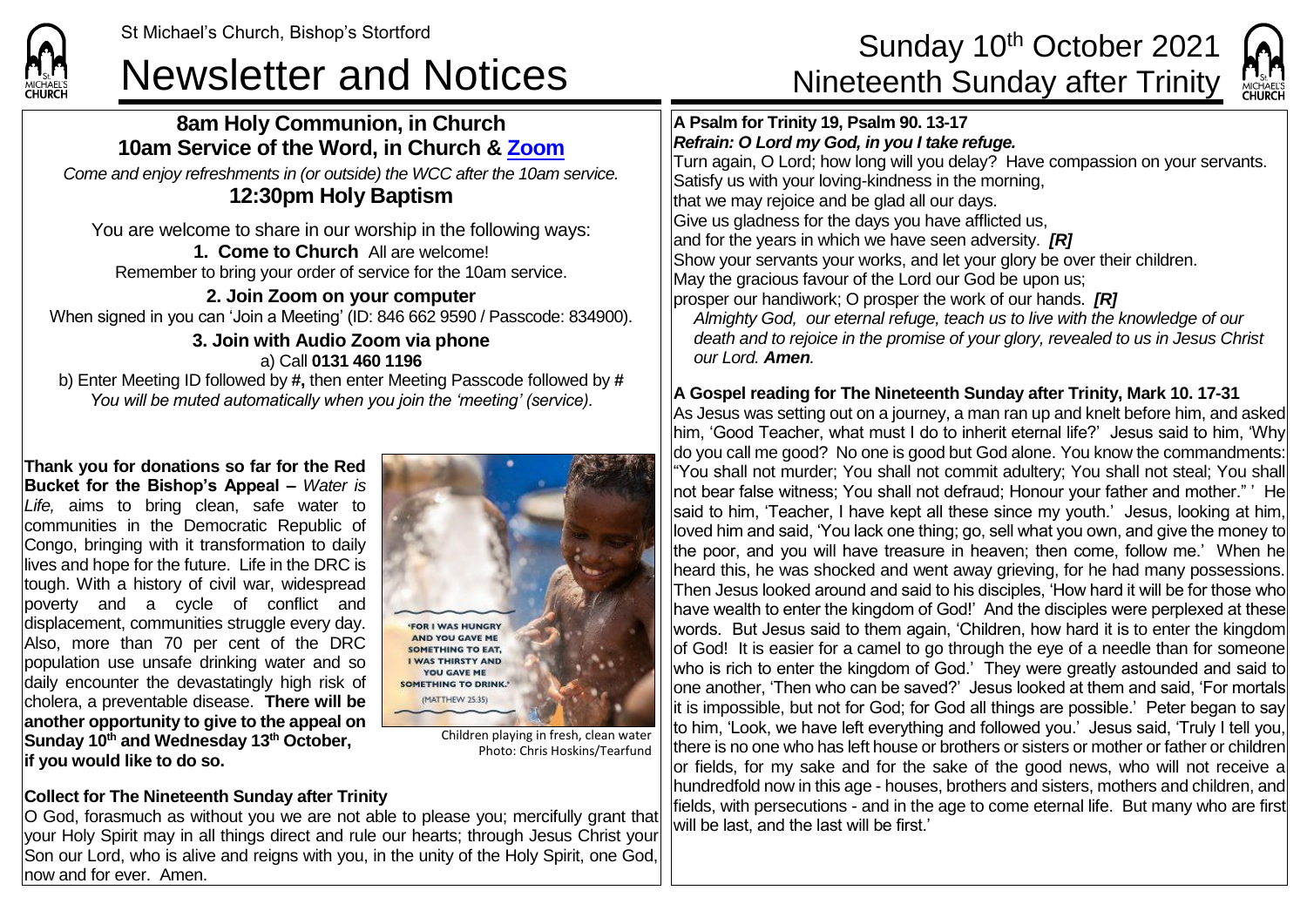St Michael's Church, Bishop's Stortford

# Newsletter and Notices

# Sunday 10th October 2021
## Nineteenth Sunday after Trinity

## 8am Holy Communion, in Church
## 10am Service of the Word, in Church & Zoom

*Come and enjoy refreshments in (or outside) the WCC after the 10am service.*

## 12:30pm Holy Baptism

You are welcome to share in our worship in the following ways:

**1. Come to Church** All are welcome!
Remember to bring your order of service for the 10am service.

**2. Join Zoom on your computer**
When signed in you can 'Join a Meeting' (ID: 846 662 9590 / Passcode: 834900).

**3. Join with Audio Zoom via phone**
a) Call **0131 460 1196**
b) Enter Meeting ID followed by **#**, then enter Meeting Passcode followed by **#**
*You will be muted automatically when you join the 'meeting' (service).*

**Thank you for donations so far for the Red Bucket for the Bishop's Appeal –** *Water is Life,* aims to bring clean, safe water to communities in the Democratic Republic of Congo, bringing with it transformation to daily lives and hope for the future. Life in the DRC is tough. With a history of civil war, widespread poverty and a cycle of conflict and displacement, communities struggle every day. Also, more than 70 per cent of the DRC population use unsafe drinking water and so daily encounter the devastatingly high risk of cholera, a preventable disease. **There will be another opportunity to give to the appeal on Sunday 10th and Wednesday 13th October, if you would like to do so.**

'FOR I WAS HUNGRY AND YOU GAVE ME SOMETHING TO EAT, I WAS THIRSTY AND YOU GAVE ME SOMETHING TO DRINK.' (MATTHEW 25:35)

Children playing in fresh, clean water
Photo: Chris Hoskins/Tearfund

**Collect for The Nineteenth Sunday after Trinity**
O God, forasmuch as without you we are not able to please you; mercifully grant that your Holy Spirit may in all things direct and rule our hearts; through Jesus Christ your Son our Lord, who is alive and reigns with you, in the unity of the Holy Spirit, one God, now and for ever. Amen.

**A Psalm for Trinity 19, Psalm 90. 13-17**
***Refrain: O Lord my God, in you I take refuge.***
Turn again, O Lord; how long will you delay? Have compassion on your servants.
Satisfy us with your loving-kindness in the morning,
that we may rejoice and be glad all our days.
Give us gladness for the days you have afflicted us,
and for the years in which we have seen adversity. ***[R]***
Show your servants your works, and let your glory be over their children.
May the gracious favour of the Lord our God be upon us;
prosper our handiwork; O prosper the work of our hands. ***[R]***
*Almighty God, our eternal refuge, teach us to live with the knowledge of our death and to rejoice in the promise of your glory, revealed to us in Jesus Christ our Lord.* ***Amen****.*

**A Gospel reading for The Nineteenth Sunday after Trinity, Mark 10. 17-31**
As Jesus was setting out on a journey, a man ran up and knelt before him, and asked him, 'Good Teacher, what must I do to inherit eternal life?' Jesus said to him, 'Why do you call me good? No one is good but God alone. You know the commandments: "You shall not murder; You shall not commit adultery; You shall not steal; You shall not bear false witness; You shall not defraud; Honour your father and mother." ' He said to him, 'Teacher, I have kept all these since my youth.' Jesus, looking at him, loved him and said, 'You lack one thing; go, sell what you own, and give the money to the poor, and you will have treasure in heaven; then come, follow me.' When he heard this, he was shocked and went away grieving, for he had many possessions. Then Jesus looked around and said to his disciples, 'How hard it will be for those who have wealth to enter the kingdom of God!' And the disciples were perplexed at these words. But Jesus said to them again, 'Children, how hard it is to enter the kingdom of God! It is easier for a camel to go through the eye of a needle than for someone who is rich to enter the kingdom of God.' They were greatly astounded and said to one another, 'Then who can be saved?' Jesus looked at them and said, 'For mortals it is impossible, but not for God; for God all things are possible.' Peter began to say to him, 'Look, we have left everything and followed you.' Jesus said, 'Truly I tell you, there is no one who has left house or brothers or sisters or mother or father or children or fields, for my sake and for the sake of the good news, who will not receive a hundredfold now in this age - houses, brothers and sisters, mothers and children, and fields, with persecutions - and in the age to come eternal life. But many who are first will be last, and the last will be first.'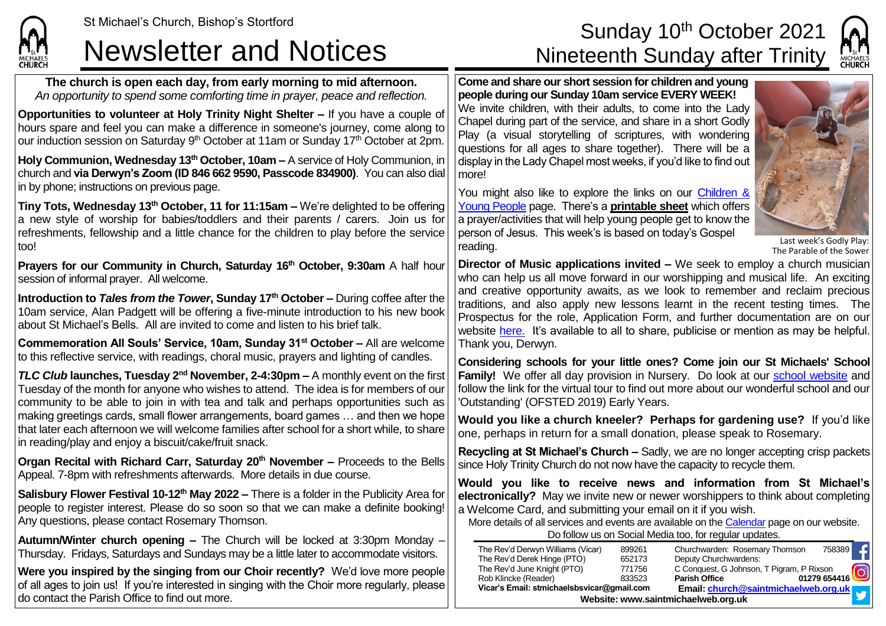St Michael's Church, Bishop's Stortford

# Newsletter and Notices

# Sunday 10th October 2021
## Nineteenth Sunday after Trinity

**The church is open each day, from early morning to mid afternoon.**
*An opportunity to spend some comforting time in prayer, peace and reflection.*

**Opportunities to volunteer at Holy Trinity Night Shelter –** If you have a couple of hours spare and feel you can make a difference in someone's journey, come along to our induction session on Saturday 9th October at 11am or Sunday 17th October at 2pm.

**Holy Communion, Wednesday 13th October, 10am –** A service of Holy Communion, in church and **via Derwyn's Zoom (ID 846 662 9590, Passcode 834900)**. You can also dial in by phone; instructions on previous page.

**Tiny Tots, Wednesday 13th October, 11 for 11:15am –** We're delighted to be offering a new style of worship for babies/toddlers and their parents / carers. Join us for refreshments, fellowship and a little chance for the children to play before the service too!

**Prayers for our Community in Church, Saturday 16th October, 9:30am** A half hour session of informal prayer. All welcome.

**Introduction to *Tales from the Tower*, Sunday 17th October –** During coffee after the 10am service, Alan Padgett will be offering a five-minute introduction to his new book about St Michael's Bells. All are invited to come and listen to his brief talk.

**Commemoration All Souls' Service, 10am, Sunday 31st October –** All are welcome to this reflective service, with readings, choral music, prayers and lighting of candles.

***TLC Club* launches, Tuesday 2nd November, 2-4:30pm –** A monthly event on the first Tuesday of the month for anyone who wishes to attend. The idea is for members of our community to be able to join in with tea and talk and perhaps opportunities such as making greetings cards, small flower arrangements, board games … and then we hope that later each afternoon we will welcome families after school for a short while, to share in reading/play and enjoy a biscuit/cake/fruit snack.

**Organ Recital with Richard Carr, Saturday 20th November –** Proceeds to the Bells Appeal. 7-8pm with refreshments afterwards. More details in due course.

**Salisbury Flower Festival 10-12th May 2022 –** There is a folder in the Publicity Area for people to register interest. Please do so soon so that we can make a definite booking! Any questions, please contact Rosemary Thomson.

**Autumn/Winter church opening –** The Church will be locked at 3:30pm Monday – Thursday. Fridays, Saturdays and Sundays may be a little later to accommodate visitors.

**Were you inspired by the singing from our Choir recently?** We'd love more people of all ages to join us! If you're interested in singing with the Choir more regularly, please do contact the Parish Office to find out more.

**Come and share our short session for children and young people during our Sunday 10am service EVERY WEEK!**
We invite children, with their adults, to come into the Lady Chapel during part of the service, and share in a short Godly Play (a visual storytelling of scriptures, with wondering questions for all ages to share together). There will be a display in the Lady Chapel most weeks, if you'd like to find out more!

You might also like to explore the links on our Children & Young People page. There's a **printable sheet** which offers a prayer/activities that will help young people get to know the person of Jesus. This week's is based on today's Gospel reading.

Last week's Godly Play: The Parable of the Sower

**Director of Music applications invited –** We seek to employ a church musician who can help us all move forward in our worshipping and musical life. An exciting and creative opportunity awaits, as we look to remember and reclaim precious traditions, and also apply new lessons learnt in the recent testing times. The Prospectus for the role, Application Form, and further documentation are on our website here. It's available to all to share, publicise or mention as may be helpful. Thank you, Derwyn.

**Considering schools for your little ones? Come join our St Michaels' School Family!** We offer all day provision in Nursery. Do look at our school website and follow the link for the virtual tour to find out more about our wonderful school and our 'Outstanding' (OFSTED 2019) Early Years.

**Would you like a church kneeler? Perhaps for gardening use?** If you'd like one, perhaps in return for a small donation, please speak to Rosemary.

**Recycling at St Michael's Church –** Sadly, we are no longer accepting crisp packets since Holy Trinity Church do not now have the capacity to recycle them.

**Would you like to receive news and information from St Michael's electronically?** May we invite new or newer worshippers to think about completing a Welcome Card, and submitting your email on it if you wish.

More details of all services and events are available on the Calendar page on our website.
Do follow us on Social Media too, for regular updates.

| | | | |
|---|---|---|---|
| The Rev'd Derwyn Williams (Vicar) | 899261 | Churchwarden: Rosemary Thomson | 758389 |
| The Rev'd Derek Hinge (PTO) | 652173 | Deputy Churchwardens: | |
| The Rev'd June Knight (PTO) | 771756 | C Conquest, G Johnson, T Pigram, P Rixson | |
| Rob Klincke (Reader) | 833523 | **Parish Office** | **01279 654416** |
| **Vicar's Email: stmichaelsbsvicar@gmail.com** | | **Email: church@saintmichaelweb.org.uk** | |

**Website: www.saintmichaelweb.org.uk**